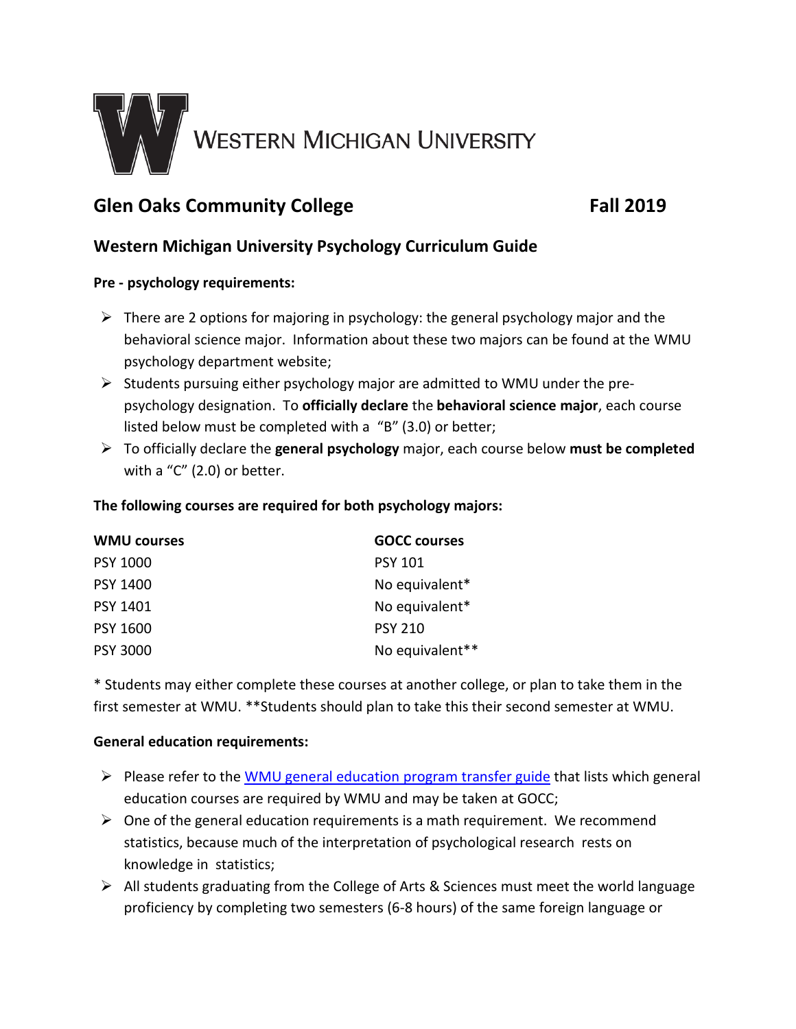WESTERN MICHIGAN UNIVERSITY

## Glen Oaks Community College — Fall 2019

## Western Michigan University Psychology Curriculum Guide

**Pre - psychology requirements:**

- There are 2 options for majoring in psychology: the general psychology major and the behavioral science major. Information about these two majors can be found at the WMU psychology department website;
- Students pursuing either psychology major are admitted to WMU under the pre-psychology designation. To **officially declare** the **behavioral science major**, each course listed below must be completed with a "B" (3.0) or better;
- To officially declare the **general psychology** major, each course below **must be completed** with a "C" (2.0) or better.

**The following courses are required for both psychology majors:**

| WMU courses | GOCC courses |
|---|---|
| PSY 1000 | PSY 101 |
| PSY 1400 | No equivalent* |
| PSY 1401 | No equivalent* |
| PSY 1600 | PSY 210 |
| PSY 3000 | No equivalent** |

* Students may either complete these courses at another college, or plan to take them in the first semester at WMU. **Students should plan to take this their second semester at WMU.

**General education requirements:**

- Please refer to the [WMU general education program transfer guide]() that lists which general education courses are required by WMU and may be taken at GOCC;
- One of the general education requirements is a math requirement. We recommend statistics, because much of the interpretation of psychological research rests on knowledge in statistics;
- All students graduating from the College of Arts & Sciences must meet the world language proficiency by completing two semesters (6-8 hours) of the same foreign language or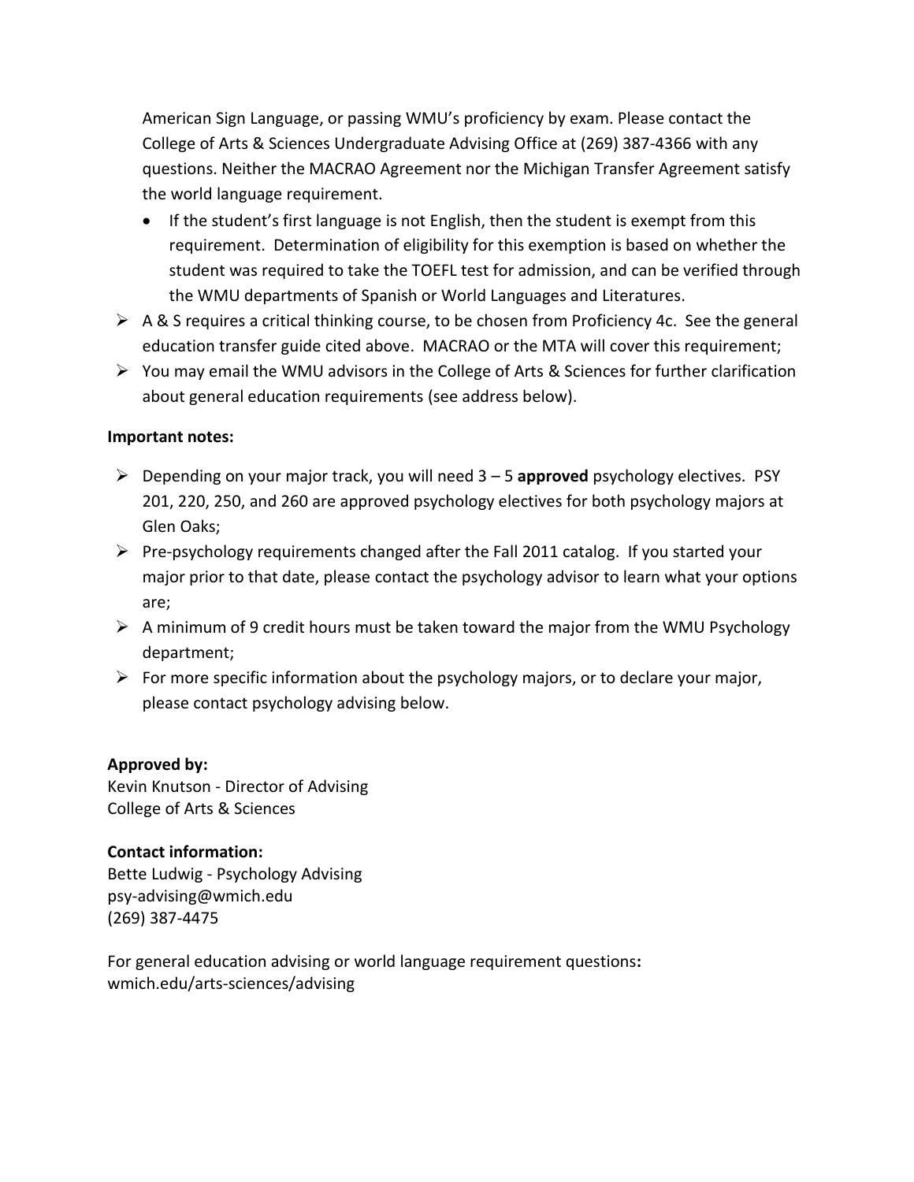American Sign Language, or passing WMU's proficiency by exam. Please contact the College of Arts & Sciences Undergraduate Advising Office at (269) 387-4366 with any questions. Neither the MACRAO Agreement nor the Michigan Transfer Agreement satisfy the world language requirement.

  - If the student's first language is not English, then the student is exempt from this requirement. Determination of eligibility for this exemption is based on whether the student was required to take the TOEFL test for admission, and can be verified through the WMU departments of Spanish or World Languages and Literatures.

- A & S requires a critical thinking course, to be chosen from Proficiency 4c. See the general education transfer guide cited above. MACRAO or the MTA will cover this requirement;
- You may email the WMU advisors in the College of Arts & Sciences for further clarification about general education requirements (see address below).

**Important notes:**

- Depending on your major track, you will need 3 – 5 **approved** psychology electives. PSY 201, 220, 250, and 260 are approved psychology electives for both psychology majors at Glen Oaks;
- Pre-psychology requirements changed after the Fall 2011 catalog. If you started your major prior to that date, please contact the psychology advisor to learn what your options are;
- A minimum of 9 credit hours must be taken toward the major from the WMU Psychology department;
- For more specific information about the psychology majors, or to declare your major, please contact psychology advising below.

**Approved by:**
Kevin Knutson - Director of Advising
College of Arts & Sciences

**Contact information:**
Bette Ludwig - Psychology Advising
psy-advising@wmich.edu
(269) 387-4475

For general education advising or world language requirement questions**:**
wmich.edu/arts-sciences/advising